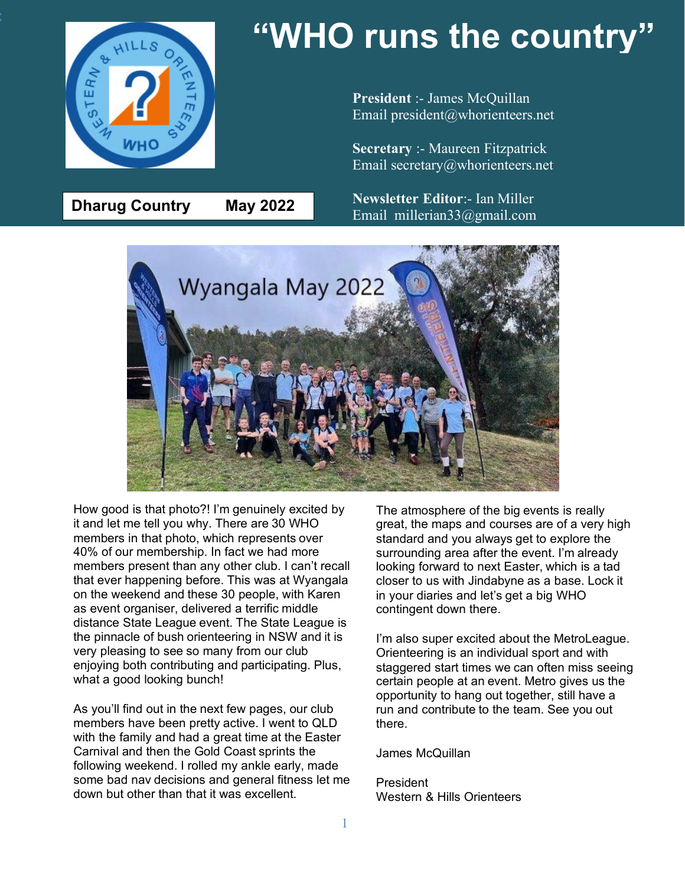# "WHO runs the country"

**President** :- James McQuillan
Email president@whorienteers.net

**Secretary** :- Maureen Fitzpatrick
Email secretary@whorienteers.net

**Newsletter Editor**:- Ian Miller
Email millerian33@gmail.com

**Dharug Country May 2022**

How good is that photo?! I'm genuinely excited by it and let me tell you why. There are 30 WHO members in that photo, which represents over 40% of our membership. In fact we had more members present than any other club. I can't recall that ever happening before. This was at Wyangala on the weekend and these 30 people, with Karen as event organiser, delivered a terrific middle distance State League event. The State League is the pinnacle of bush orienteering in NSW and it is very pleasing to see so many from our club enjoying both contributing and participating. Plus, what a good looking bunch!

As you'll find out in the next few pages, our club members have been pretty active. I went to QLD with the family and had a great time at the Easter Carnival and then the Gold Coast sprints the following weekend. I rolled my ankle early, made some bad nav decisions and general fitness let me down but other than that it was excellent.

The atmosphere of the big events is really great, the maps and courses are of a very high standard and you always get to explore the surrounding area after the event. I'm already looking forward to next Easter, which is a tad closer to us with Jindabyne as a base. Lock it in your diaries and let's get a big WHO contingent down there.

I'm also super excited about the MetroLeague. Orienteering is an individual sport and with staggered start times we can often miss seeing certain people at an event. Metro gives us the opportunity to hang out together, still have a run and contribute to the team. See you out there.

James McQuillan

President
Western & Hills Orienteers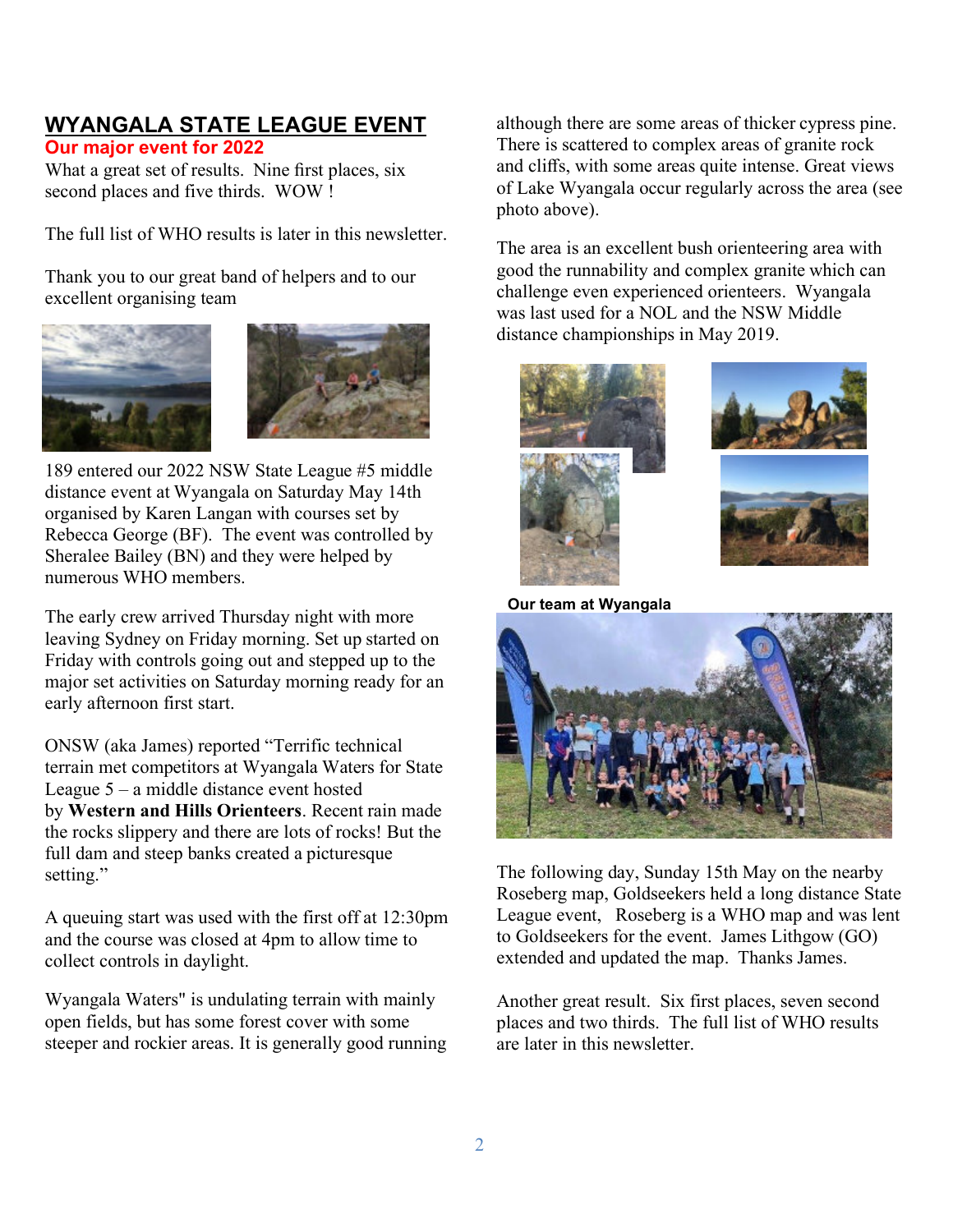## WYANGALA STATE LEAGUE EVENT

**Our major event for 2022**

What a great set of results. Nine first places, six second places and five thirds. WOW !

The full list of WHO results is later in this newsletter.

Thank you to our great band of helpers and to our excellent organising team

189 entered our 2022 NSW State League #5 middle distance event at Wyangala on Saturday May 14th organised by Karen Langan with courses set by Rebecca George (BF). The event was controlled by Sheralee Bailey (BN) and they were helped by numerous WHO members.

The early crew arrived Thursday night with more leaving Sydney on Friday morning. Set up started on Friday with controls going out and stepped up to the major set activities on Saturday morning ready for an early afternoon first start.

ONSW (aka James) reported "Terrific technical terrain met competitors at Wyangala Waters for State League 5 – a middle distance event hosted by **Western and Hills Orienteers**. Recent rain made the rocks slippery and there are lots of rocks! But the full dam and steep banks created a picturesque setting."

A queuing start was used with the first off at 12:30pm and the course was closed at 4pm to allow time to collect controls in daylight.

Wyangala Waters" is undulating terrain with mainly open fields, but has some forest cover with some steeper and rockier areas. It is generally good running although there are some areas of thicker cypress pine. There is scattered to complex areas of granite rock and cliffs, with some areas quite intense. Great views of Lake Wyangala occur regularly across the area (see photo above).

The area is an excellent bush orienteering area with good the runnability and complex granite which can challenge even experienced orienteers. Wyangala was last used for a NOL and the NSW Middle distance championships in May 2019.

**Our team at Wyangala**

The following day, Sunday 15th May on the nearby Roseberg map, Goldseekers held a long distance State League event, Roseberg is a WHO map and was lent to Goldseekers for the event. James Lithgow (GO) extended and updated the map. Thanks James.

Another great result. Six first places, seven second places and two thirds. The full list of WHO results are later in this newsletter.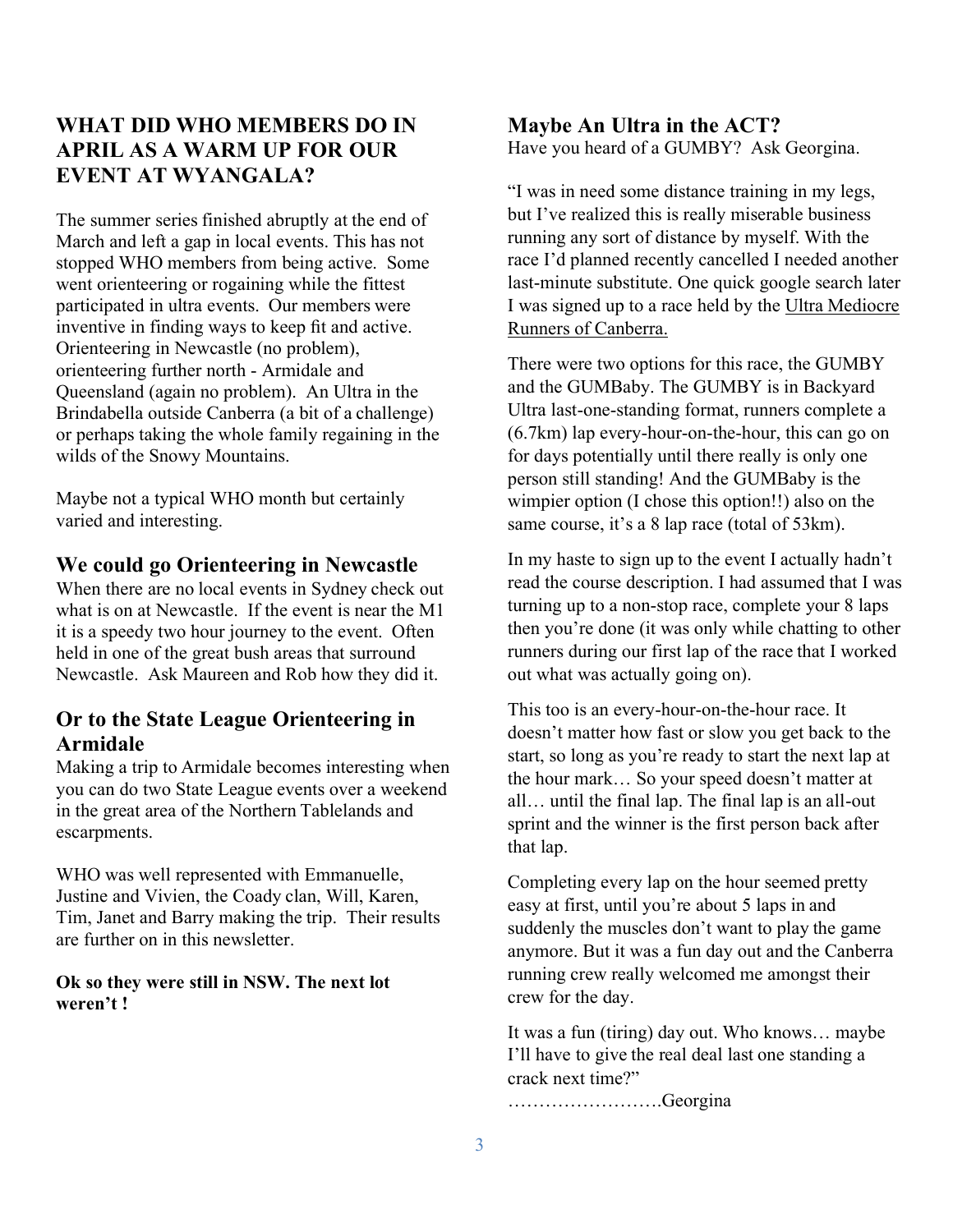## WHAT DID WHO MEMBERS DO IN APRIL AS A WARM UP FOR OUR EVENT AT WYANGALA?

The summer series finished abruptly at the end of March and left a gap in local events. This has not stopped WHO members from being active. Some went orienteering or rogaining while the fittest participated in ultra events. Our members were inventive in finding ways to keep fit and active. Orienteering in Newcastle (no problem), orienteering further north - Armidale and Queensland (again no problem). An Ultra in the Brindabella outside Canberra (a bit of a challenge) or perhaps taking the whole family regaining in the wilds of the Snowy Mountains.

Maybe not a typical WHO month but certainly varied and interesting.

### We could go Orienteering in Newcastle

When there are no local events in Sydney check out what is on at Newcastle. If the event is near the M1 it is a speedy two hour journey to the event. Often held in one of the great bush areas that surround Newcastle. Ask Maureen and Rob how they did it.

### Or to the State League Orienteering in Armidale

Making a trip to Armidale becomes interesting when you can do two State League events over a weekend in the great area of the Northern Tablelands and escarpments.

WHO was well represented with Emmanuelle, Justine and Vivien, the Coady clan, Will, Karen, Tim, Janet and Barry making the trip. Their results are further on in this newsletter.

**Ok so they were still in NSW. The next lot weren't !**

### Maybe An Ultra in the ACT?

Have you heard of a GUMBY? Ask Georgina.

"I was in need some distance training in my legs, but I've realized this is really miserable business running any sort of distance by myself. With the race I'd planned recently cancelled I needed another last-minute substitute. One quick google search later I was signed up to a race held by the Ultra Mediocre Runners of Canberra.

There were two options for this race, the GUMBY and the GUMBaby. The GUMBY is in Backyard Ultra last-one-standing format, runners complete a (6.7km) lap every-hour-on-the-hour, this can go on for days potentially until there really is only one person still standing! And the GUMBaby is the wimpier option (I chose this option!!) also on the same course, it's a 8 lap race (total of 53km).

In my haste to sign up to the event I actually hadn't read the course description. I had assumed that I was turning up to a non-stop race, complete your 8 laps then you're done (it was only while chatting to other runners during our first lap of the race that I worked out what was actually going on).

This too is an every-hour-on-the-hour race. It doesn't matter how fast or slow you get back to the start, so long as you're ready to start the next lap at the hour mark… So your speed doesn't matter at all… until the final lap. The final lap is an all-out sprint and the winner is the first person back after that lap.

Completing every lap on the hour seemed pretty easy at first, until you're about 5 laps in and suddenly the muscles don't want to play the game anymore. But it was a fun day out and the Canberra running crew really welcomed me amongst their crew for the day.

It was a fun (tiring) day out. Who knows… maybe I'll have to give the real deal last one standing a crack next time?"

…………………….Georgina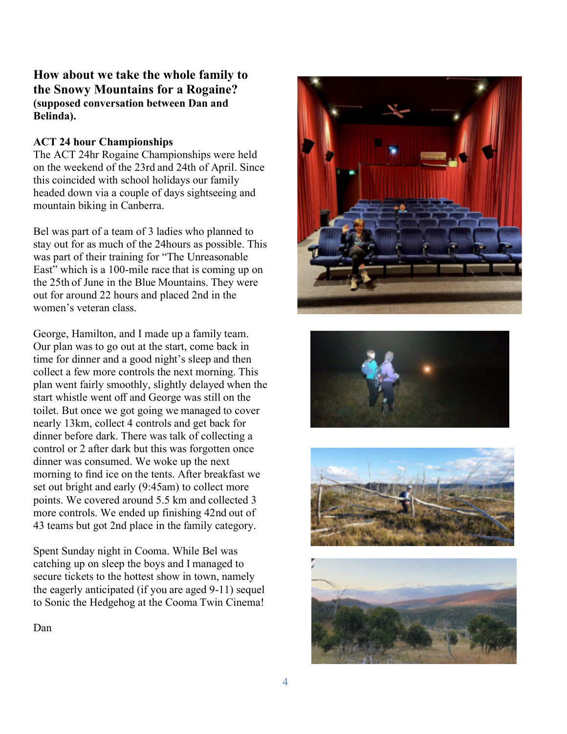## How about we take the whole family to the Snowy Mountains for a Rogaine?
**(supposed conversation between Dan and Belinda).**

**ACT 24 hour Championships**

The ACT 24hr Rogaine Championships were held on the weekend of the 23rd and 24th of April. Since this coincided with school holidays our family headed down via a couple of days sightseeing and mountain biking in Canberra.

Bel was part of a team of 3 ladies who planned to stay out for as much of the 24hours as possible. This was part of their training for "The Unreasonable East" which is a 100-mile race that is coming up on the 25th of June in the Blue Mountains. They were out for around 22 hours and placed 2nd in the women's veteran class.

George, Hamilton, and I made up a family team. Our plan was to go out at the start, come back in time for dinner and a good night's sleep and then collect a few more controls the next morning. This plan went fairly smoothly, slightly delayed when the start whistle went off and George was still on the toilet. But once we got going we managed to cover nearly 13km, collect 4 controls and get back for dinner before dark. There was talk of collecting a control or 2 after dark but this was forgotten once dinner was consumed. We woke up the next morning to find ice on the tents. After breakfast we set out bright and early (9:45am) to collect more points. We covered around 5.5 km and collected 3 more controls. We ended up finishing 42nd out of 43 teams but got 2nd place in the family category.

Spent Sunday night in Cooma. While Bel was catching up on sleep the boys and I managed to secure tickets to the hottest show in town, namely the eagerly anticipated (if you are aged 9-11) sequel to Sonic the Hedgehog at the Cooma Twin Cinema!

Dan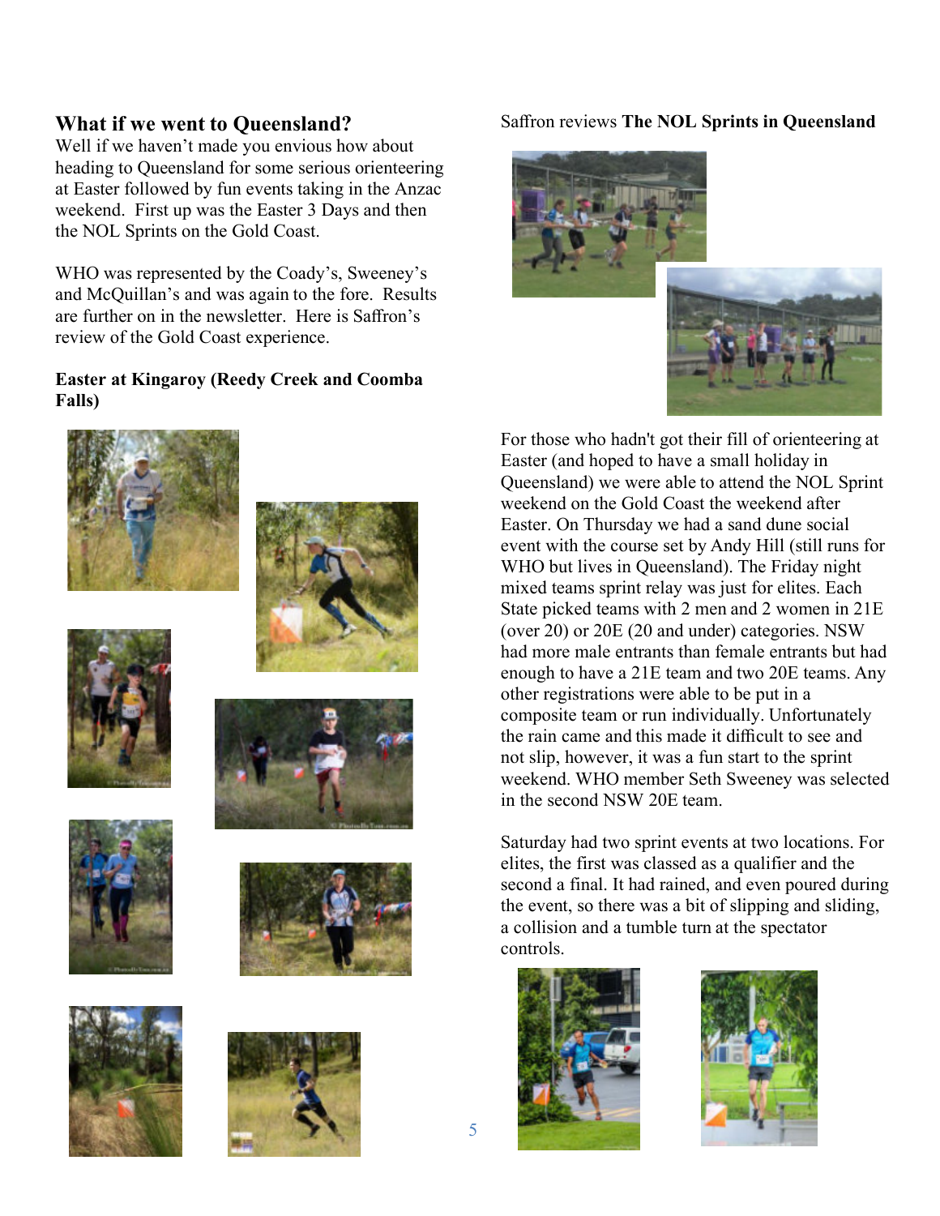## What if we went to Queensland?

Well if we haven't made you envious how about heading to Queensland for some serious orienteering at Easter followed by fun events taking in the Anzac weekend. First up was the Easter 3 Days and then the NOL Sprints on the Gold Coast.

WHO was represented by the Coady's, Sweeney's and McQuillan's and was again to the fore. Results are further on in the newsletter. Here is Saffron's review of the Gold Coast experience.

**Easter at Kingaroy (Reedy Creek and Coomba Falls)**

Saffron reviews **The NOL Sprints in Queensland**

For those who hadn't got their fill of orienteering at Easter (and hoped to have a small holiday in Queensland) we were able to attend the NOL Sprint weekend on the Gold Coast the weekend after Easter. On Thursday we had a sand dune social event with the course set by Andy Hill (still runs for WHO but lives in Queensland). The Friday night mixed teams sprint relay was just for elites. Each State picked teams with 2 men and 2 women in 21E (over 20) or 20E (20 and under) categories. NSW had more male entrants than female entrants but had enough to have a 21E team and two 20E teams. Any other registrations were able to be put in a composite team or run individually. Unfortunately the rain came and this made it difficult to see and not slip, however, it was a fun start to the sprint weekend. WHO member Seth Sweeney was selected in the second NSW 20E team.

Saturday had two sprint events at two locations. For elites, the first was classed as a qualifier and the second a final. It had rained, and even poured during the event, so there was a bit of slipping and sliding, a collision and a tumble turn at the spectator controls.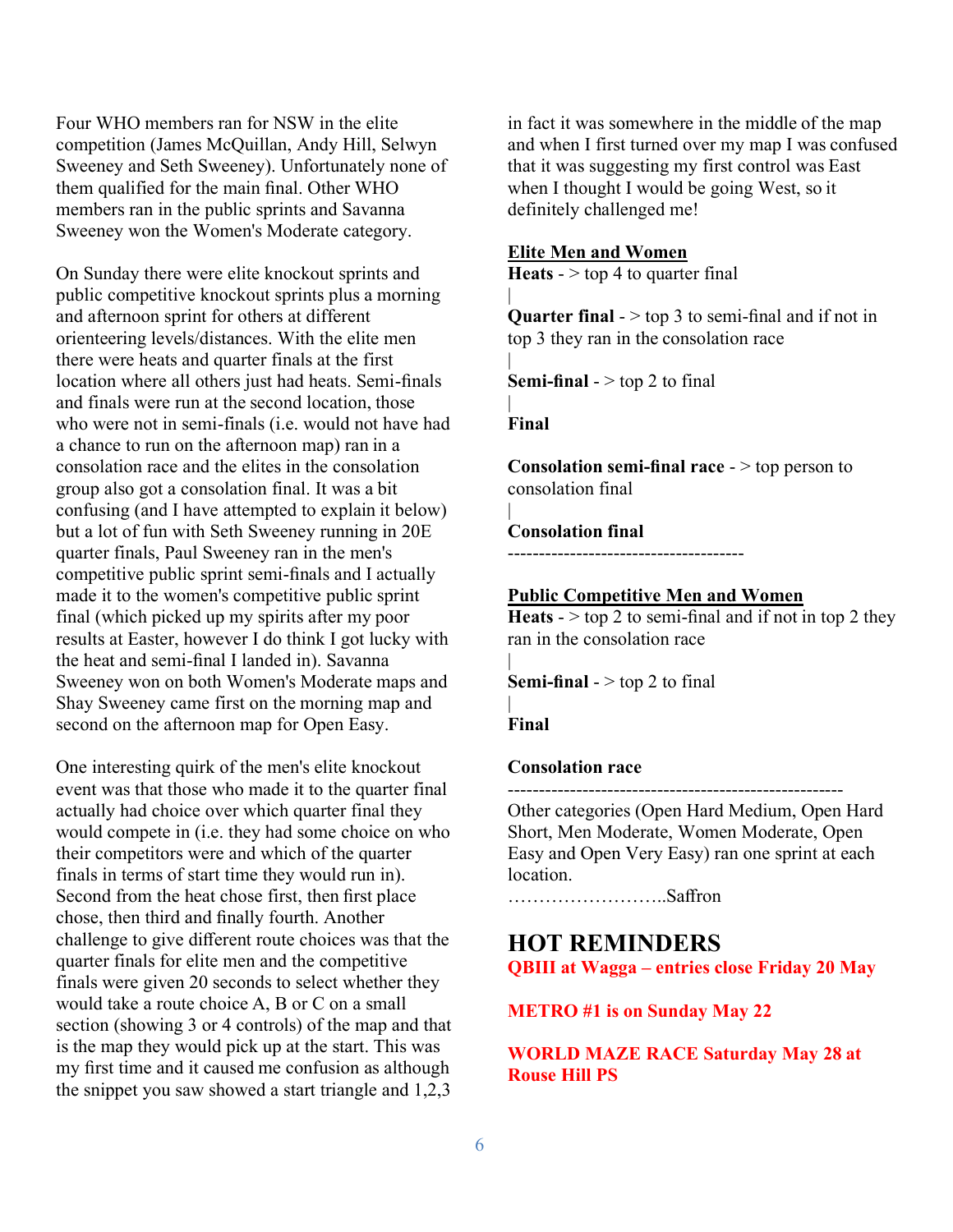Four WHO members ran for NSW in the elite competition (James McQuillan, Andy Hill, Selwyn Sweeney and Seth Sweeney). Unfortunately none of them qualified for the main final. Other WHO members ran in the public sprints and Savanna Sweeney won the Women's Moderate category.

On Sunday there were elite knockout sprints and public competitive knockout sprints plus a morning and afternoon sprint for others at different orienteering levels/distances. With the elite men there were heats and quarter finals at the first location where all others just had heats. Semi-finals and finals were run at the second location, those who were not in semi-finals (i.e. would not have had a chance to run on the afternoon map) ran in a consolation race and the elites in the consolation group also got a consolation final. It was a bit confusing (and I have attempted to explain it below) but a lot of fun with Seth Sweeney running in 20E quarter finals, Paul Sweeney ran in the men's competitive public sprint semi-finals and I actually made it to the women's competitive public sprint final (which picked up my spirits after my poor results at Easter, however I do think I got lucky with the heat and semi-final I landed in). Savanna Sweeney won on both Women's Moderate maps and Shay Sweeney came first on the morning map and second on the afternoon map for Open Easy.

One interesting quirk of the men's elite knockout event was that those who made it to the quarter final actually had choice over which quarter final they would compete in (i.e. they had some choice on who their competitors were and which of the quarter finals in terms of start time they would run in). Second from the heat chose first, then first place chose, then third and finally fourth. Another challenge to give different route choices was that the quarter finals for elite men and the competitive finals were given 20 seconds to select whether they would take a route choice A, B or C on a small section (showing 3 or 4 controls) of the map and that is the map they would pick up at the start. This was my first time and it caused me confusion as although the snippet you saw showed a start triangle and 1,2,3 in fact it was somewhere in the middle of the map and when I first turned over my map I was confused that it was suggesting my first control was East when I thought I would be going West, so it definitely challenged me!

**Elite Men and Women**

**Heats** - > top 4 to quarter final

|

**Quarter final** - > top 3 to semi-final and if not in top 3 they ran in the consolation race

|

**Semi-final** - > top 2 to final

|

**Final**

**Consolation semi-final race** - > top person to consolation final

|

**Consolation final**

-------------------------------------

**Public Competitive Men and Women**

**Heats** - > top 2 to semi-final and if not in top 2 they ran in the consolation race

|

**Semi-final** - > top 2 to final

|

**Final**

**Consolation race**

----------------------------------------------------

Other categories (Open Hard Medium, Open Hard Short, Men Moderate, Women Moderate, Open Easy and Open Very Easy) ran one sprint at each location.

……………………..Saffron

## HOT REMINDERS

**QBIII at Wagga – entries close Friday 20 May**

**METRO #1 is on Sunday May 22**

**WORLD MAZE RACE Saturday May 28 at Rouse Hill PS**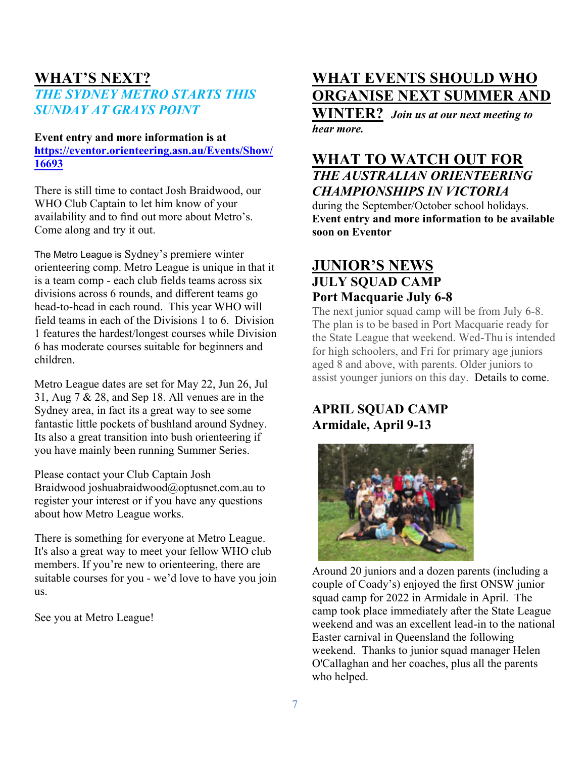## WHAT'S NEXT?

### *THE SYDNEY METRO STARTS THIS SUNDAY AT GRAYS POINT*

**Event entry and more information is at [https://eventor.orienteering.asn.au/Events/Show/16693](https://eventor.orienteering.asn.au/Events/Show/16693)**

There is still time to contact Josh Braidwood, our WHO Club Captain to let him know of your availability and to find out more about Metro's. Come along and try it out.

The Metro League is Sydney's premiere winter orienteering comp. Metro League is unique in that it is a team comp - each club fields teams across six divisions across 6 rounds, and different teams go head-to-head in each round. This year WHO will field teams in each of the Divisions 1 to 6. Division 1 features the hardest/longest courses while Division 6 has moderate courses suitable for beginners and children.

Metro League dates are set for May 22, Jun 26, Jul 31, Aug 7 & 28, and Sep 18. All venues are in the Sydney area, in fact its a great way to see some fantastic little pockets of bushland around Sydney. Its also a great transition into bush orienteering if you have mainly been running Summer Series.

Please contact your Club Captain Josh Braidwood joshuabraidwood@optusnet.com.au to register your interest or if you have any questions about how Metro League works.

There is something for everyone at Metro League. It's also a great way to meet your fellow WHO club members. If you're new to orienteering, there are suitable courses for you - we'd love to have you join us.

See you at Metro League!

## WHAT EVENTS SHOULD WHO ORGANISE NEXT SUMMER AND WINTER?

***Join us at our next meeting to hear more.***

## WHAT TO WATCH OUT FOR

### *THE AUSTRALIAN ORIENTEERING CHAMPIONSHIPS IN VICTORIA*

during the September/October school holidays.
**Event entry and more information to be available soon on Eventor**

## JUNIOR'S NEWS

### JULY SQUAD CAMP
### Port Macquarie July 6-8

The next junior squad camp will be from July 6-8. The plan is to be based in Port Macquarie ready for the State League that weekend. Wed-Thu is intended for high schoolers, and Fri for primary age juniors aged 8 and above, with parents. Older juniors to assist younger juniors on this day. Details to come.

### APRIL SQUAD CAMP
### Armidale, April 9-13

Around 20 juniors and a dozen parents (including a couple of Coady's) enjoyed the first ONSW junior squad camp for 2022 in Armidale in April. The camp took place immediately after the State League weekend and was an excellent lead-in to the national Easter carnival in Queensland the following weekend. Thanks to junior squad manager Helen O'Callaghan and her coaches, plus all the parents who helped.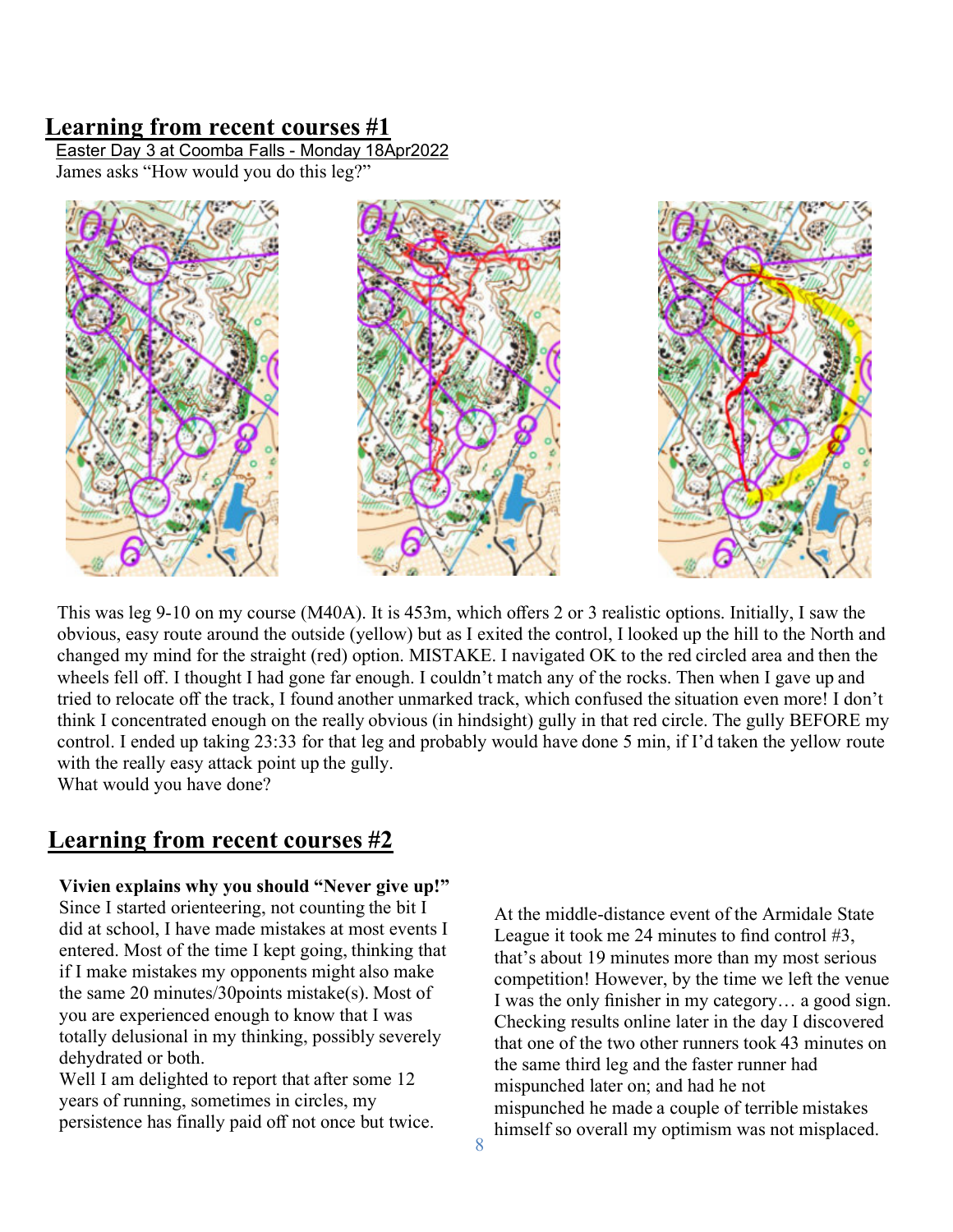# Learning from recent courses #1

Easter Day 3 at Coomba Falls - Monday 18Apr2022

James asks "How would you do this leg?"

This was leg 9-10 on my course (M40A). It is 453m, which offers 2 or 3 realistic options. Initially, I saw the obvious, easy route around the outside (yellow) but as I exited the control, I looked up the hill to the North and changed my mind for the straight (red) option. MISTAKE. I navigated OK to the red circled area and then the wheels fell off. I thought I had gone far enough. I couldn't match any of the rocks. Then when I gave up and tried to relocate off the track, I found another unmarked track, which confused the situation even more! I don't think I concentrated enough on the really obvious (in hindsight) gully in that red circle. The gully BEFORE my control. I ended up taking 23:33 for that leg and probably would have done 5 min, if I'd taken the yellow route with the really easy attack point up the gully.

What would you have done?

# Learning from recent courses #2

**Vivien explains why you should "Never give up!"**

Since I started orienteering, not counting the bit I did at school, I have made mistakes at most events I entered. Most of the time I kept going, thinking that if I make mistakes my opponents might also make the same 20 minutes/30points mistake(s). Most of you are experienced enough to know that I was totally delusional in my thinking, possibly severely dehydrated or both.

Well I am delighted to report that after some 12 years of running, sometimes in circles, my persistence has finally paid off not once but twice.

At the middle-distance event of the Armidale State League it took me 24 minutes to find control #3, that's about 19 minutes more than my most serious competition! However, by the time we left the venue I was the only finisher in my category… a good sign. Checking results online later in the day I discovered that one of the two other runners took 43 minutes on the same third leg and the faster runner had mispunched later on; and had he not mispunched he made a couple of terrible mistakes himself so overall my optimism was not misplaced.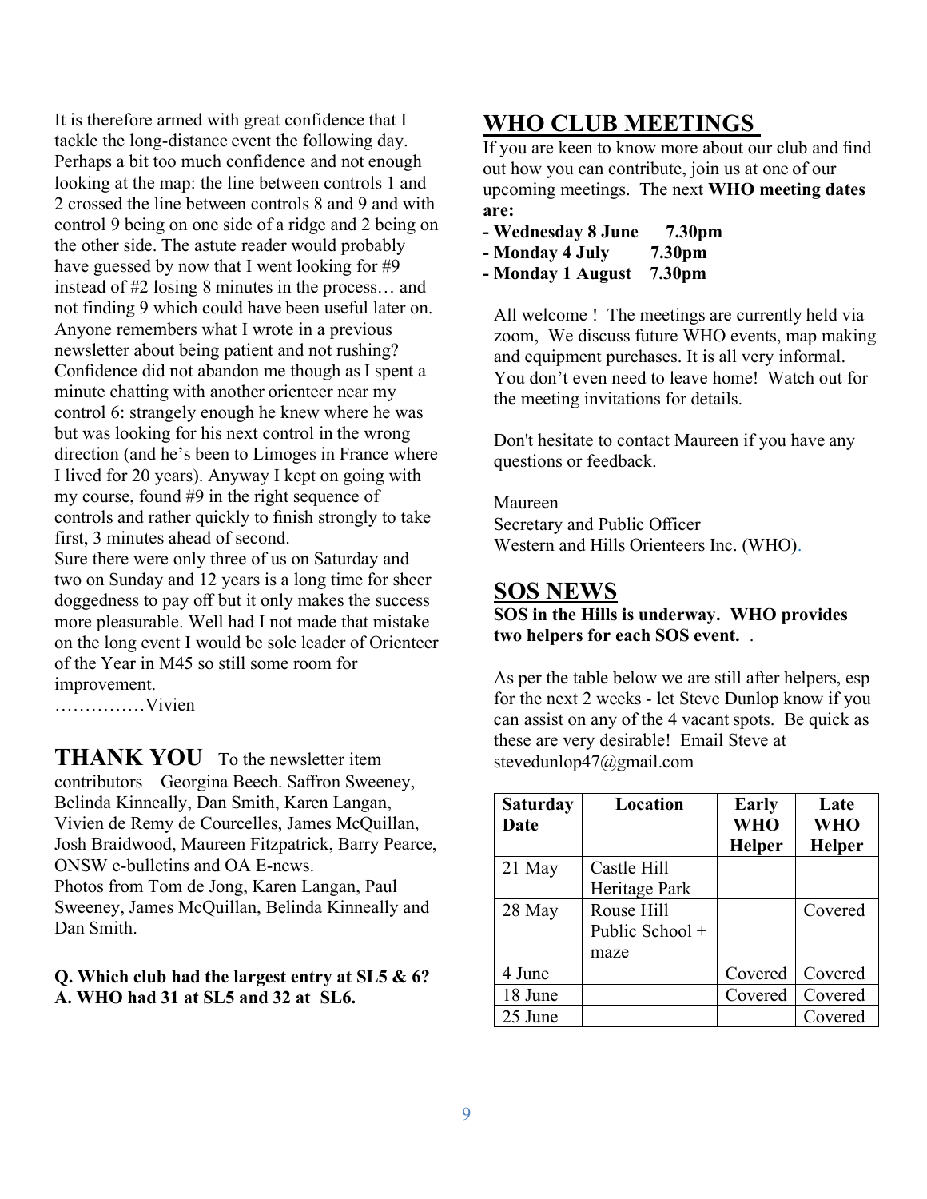It is therefore armed with great confidence that I tackle the long-distance event the following day. Perhaps a bit too much confidence and not enough looking at the map: the line between controls 1 and 2 crossed the line between controls 8 and 9 and with control 9 being on one side of a ridge and 2 being on the other side. The astute reader would probably have guessed by now that I went looking for #9 instead of #2 losing 8 minutes in the process… and not finding 9 which could have been useful later on. Anyone remembers what I wrote in a previous newsletter about being patient and not rushing? Confidence did not abandon me though as I spent a minute chatting with another orienteer near my control 6: strangely enough he knew where he was but was looking for his next control in the wrong direction (and he's been to Limoges in France where I lived for 20 years). Anyway I kept on going with my course, found #9 in the right sequence of controls and rather quickly to finish strongly to take first, 3 minutes ahead of second.

Sure there were only three of us on Saturday and two on Sunday and 12 years is a long time for sheer doggedness to pay off but it only makes the success more pleasurable. Well had I not made that mistake on the long event I would be sole leader of Orienteer of the Year in M45 so still some room for improvement.

……………Vivien

## THANK YOU

To the newsletter item contributors – Georgina Beech. Saffron Sweeney, Belinda Kinneally, Dan Smith, Karen Langan, Vivien de Remy de Courcelles, James McQuillan, Josh Braidwood, Maureen Fitzpatrick, Barry Pearce, ONSW e-bulletins and OA E-news.

Photos from Tom de Jong, Karen Langan, Paul Sweeney, James McQuillan, Belinda Kinneally and Dan Smith.

**Q. Which club had the largest entry at SL5 & 6?**
**A. WHO had 31 at SL5 and 32 at SL6.**

## WHO CLUB MEETINGS

If you are keen to know more about our club and find out how you can contribute, join us at one of our upcoming meetings. The next **WHO meeting dates are:**

- **Wednesday 8 June 7.30pm**
- **Monday 4 July 7.30pm**
- **Monday 1 August 7.30pm**

All welcome ! The meetings are currently held via zoom, We discuss future WHO events, map making and equipment purchases. It is all very informal. You don't even need to leave home! Watch out for the meeting invitations for details.

Don't hesitate to contact Maureen if you have any questions or feedback.

Maureen
Secretary and Public Officer
Western and Hills Orienteers Inc. (WHO).

## SOS NEWS

**SOS in the Hills is underway. WHO provides two helpers for each SOS event.** .

As per the table below we are still after helpers, esp for the next 2 weeks - let Steve Dunlop know if you can assist on any of the 4 vacant spots. Be quick as these are very desirable! Email Steve at stevedunlop47@gmail.com

| Saturday Date | Location | Early WHO Helper | Late WHO Helper |
|---|---|---|---|
| 21 May | Castle Hill Heritage Park | | |
| 28 May | Rouse Hill Public School + maze | | Covered |
| 4 June | | Covered | Covered |
| 18 June | | Covered | Covered |
| 25 June | | | Covered |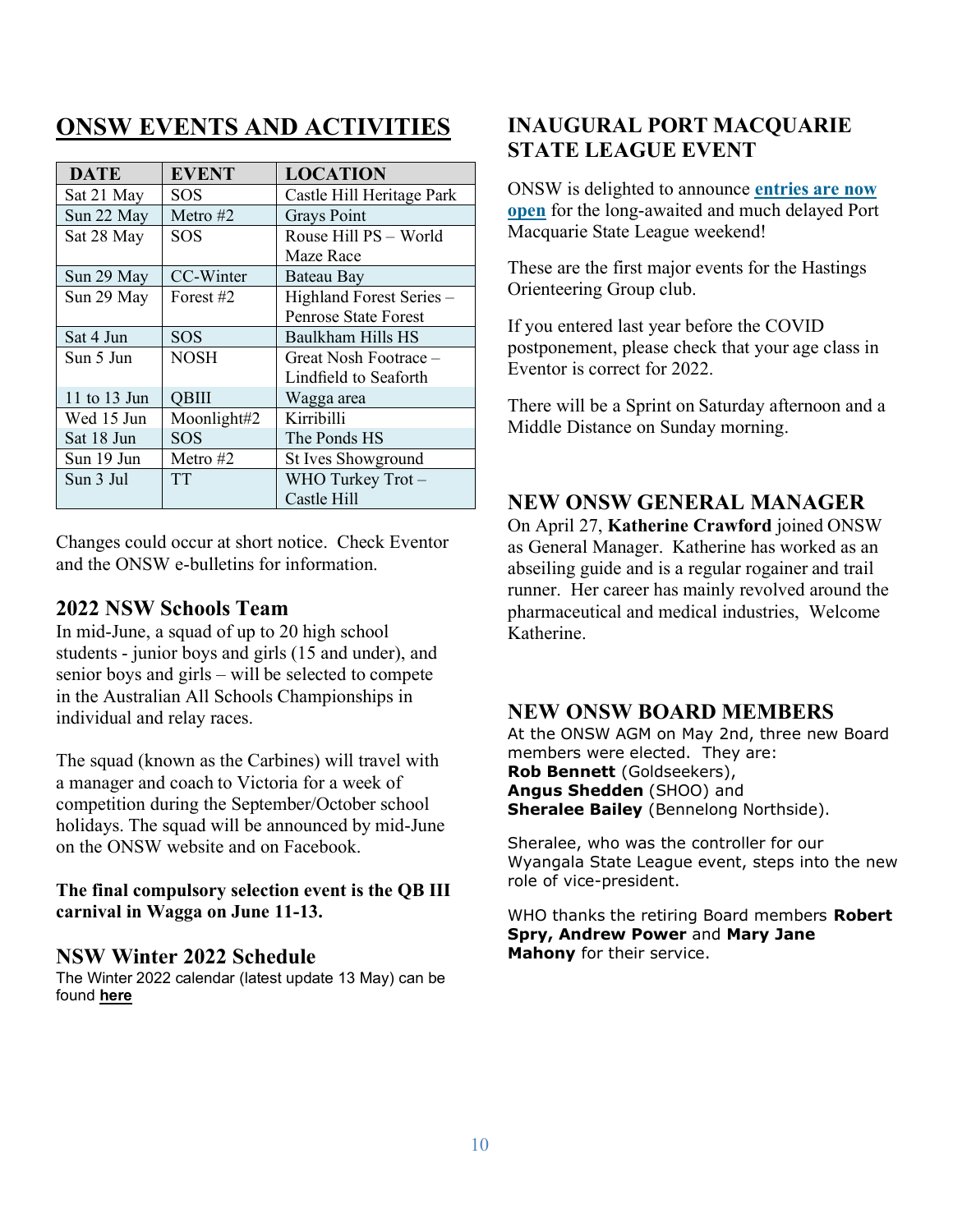# ONSW EVENTS AND ACTIVITIES

| DATE | EVENT | LOCATION |
|---|---|---|
| Sat 21 May | SOS | Castle Hill Heritage Park |
| Sun 22 May | Metro #2 | Grays Point |
| Sat 28 May | SOS | Rouse Hill PS – World Maze Race |
| Sun 29 May | CC-Winter | Bateau Bay |
| Sun 29 May | Forest #2 | Highland Forest Series – Penrose State Forest |
| Sat 4 Jun | SOS | Baulkham Hills HS |
| Sun 5 Jun | NOSH | Great Nosh Footrace – Lindfield to Seaforth |
| 11 to 13 Jun | QBIII | Wagga area |
| Wed 15 Jun | Moonlight#2 | Kirribilli |
| Sat 18 Jun | SOS | The Ponds HS |
| Sun 19 Jun | Metro #2 | St Ives Showground |
| Sun 3 Jul | TT | WHO Turkey Trot – Castle Hill |

Changes could occur at short notice. Check Eventor and the ONSW e-bulletins for information.

## 2022 NSW Schools Team

In mid-June, a squad of up to 20 high school students - junior boys and girls (15 and under), and senior boys and girls – will be selected to compete in the Australian All Schools Championships in individual and relay races.

The squad (known as the Carbines) will travel with a manager and coach to Victoria for a week of competition during the September/October school holidays. The squad will be announced by mid-June on the ONSW website and on Facebook.

**The final compulsory selection event is the QB III carnival in Wagga on June 11-13.**

## NSW Winter 2022 Schedule

The Winter 2022 calendar (latest update 13 May) can be found **here**

## INAUGURAL PORT MACQUARIE STATE LEAGUE EVENT

ONSW is delighted to announce **entries are now open** for the long-awaited and much delayed Port Macquarie State League weekend!

These are the first major events for the Hastings Orienteering Group club.

If you entered last year before the COVID postponement, please check that your age class in Eventor is correct for 2022.

There will be a Sprint on Saturday afternoon and a Middle Distance on Sunday morning.

## NEW ONSW GENERAL MANAGER

On April 27, **Katherine Crawford** joined ONSW as General Manager. Katherine has worked as an abseiling guide and is a regular rogainer and trail runner. Her career has mainly revolved around the pharmaceutical and medical industries, Welcome Katherine.

## NEW ONSW BOARD MEMBERS

At the ONSW AGM on May 2nd, three new Board members were elected. They are:
**Rob Bennett** (Goldseekers),
**Angus Shedden** (SHOO) and
**Sheralee Bailey** (Bennelong Northside).

Sheralee, who was the controller for our Wyangala State League event, steps into the new role of vice-president.

WHO thanks the retiring Board members **Robert Spry, Andrew Power** and **Mary Jane Mahony** for their service.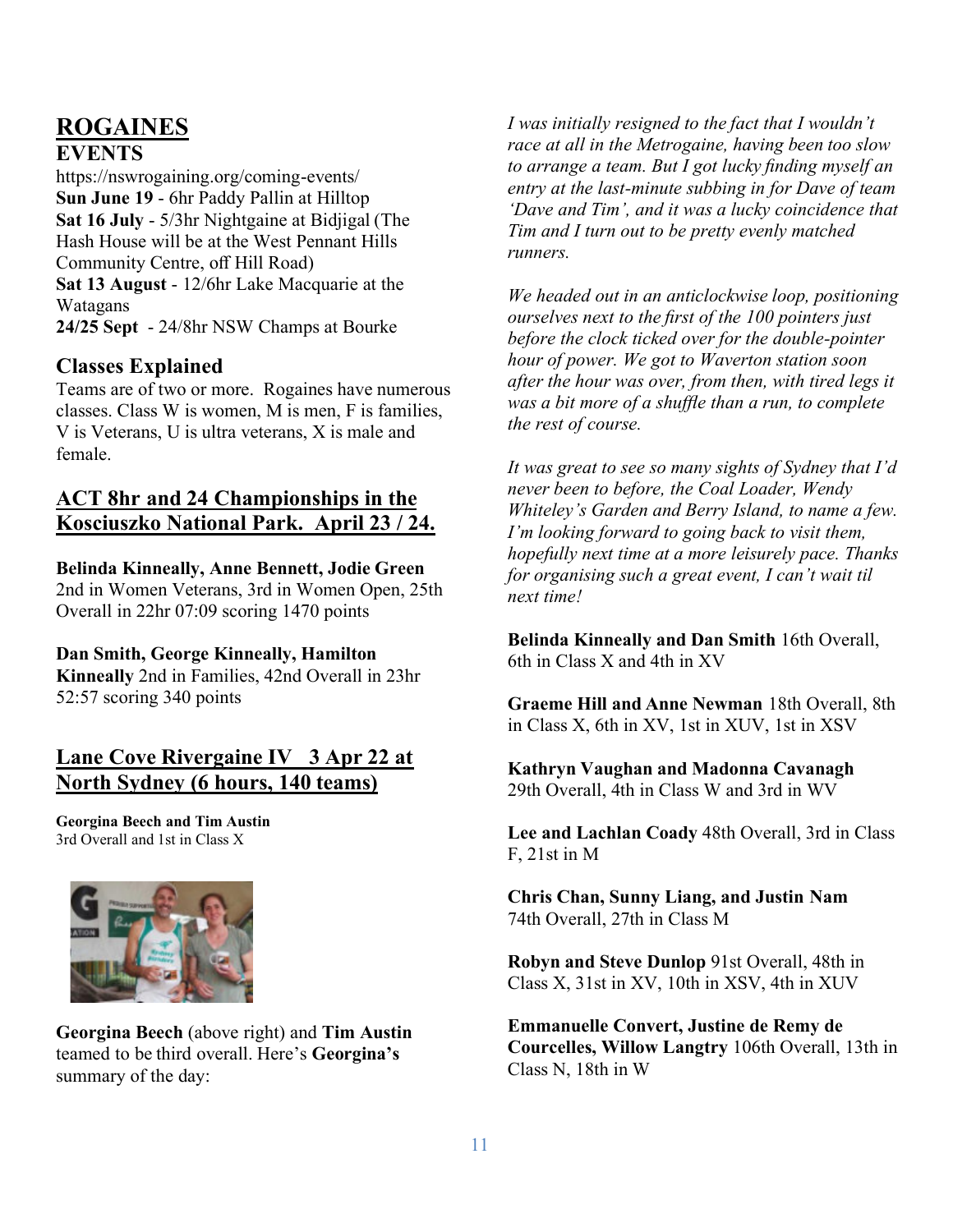# ROGAINES

## EVENTS

https://nswrogaining.org/coming-events/

**Sun June 19** - 6hr Paddy Pallin at Hilltop

**Sat 16 July** - 5/3hr Nightgaine at Bidjigal (The Hash House will be at the West Pennant Hills Community Centre, off Hill Road)

**Sat 13 August** - 12/6hr Lake Macquarie at the Watagans

**24/25 Sept** - 24/8hr NSW Champs at Bourke

## Classes Explained

Teams are of two or more. Rogaines have numerous classes. Class W is women, M is men, F is families, V is Veterans, U is ultra veterans, X is male and female.

## ACT 8hr and 24 Championships in the Kosciuszko National Park. April 23 / 24.

**Belinda Kinneally, Anne Bennett, Jodie Green** 2nd in Women Veterans, 3rd in Women Open, 25th Overall in 22hr 07:09 scoring 1470 points

**Dan Smith, George Kinneally, Hamilton Kinneally** 2nd in Families, 42nd Overall in 23hr 52:57 scoring 340 points

## Lane Cove Rivergaine IV 3 Apr 22 at North Sydney (6 hours, 140 teams)

**Georgina Beech and Tim Austin**
3rd Overall and 1st in Class X

**Georgina Beech** (above right) and **Tim Austin** teamed to be third overall. Here's **Georgina's** summary of the day:

*I was initially resigned to the fact that I wouldn't race at all in the Metrogaine, having been too slow to arrange a team. But I got lucky finding myself an entry at the last-minute subbing in for Dave of team 'Dave and Tim', and it was a lucky coincidence that Tim and I turn out to be pretty evenly matched runners.*

*We headed out in an anticlockwise loop, positioning ourselves next to the first of the 100 pointers just before the clock ticked over for the double-pointer hour of power. We got to Waverton station soon after the hour was over, from then, with tired legs it was a bit more of a shuffle than a run, to complete the rest of course.*

*It was great to see so many sights of Sydney that I'd never been to before, the Coal Loader, Wendy Whiteley's Garden and Berry Island, to name a few. I'm looking forward to going back to visit them, hopefully next time at a more leisurely pace. Thanks for organising such a great event, I can't wait til next time!*

**Belinda Kinneally and Dan Smith** 16th Overall, 6th in Class X and 4th in XV

**Graeme Hill and Anne Newman** 18th Overall, 8th in Class X, 6th in XV, 1st in XUV, 1st in XSV

**Kathryn Vaughan and Madonna Cavanagh** 29th Overall, 4th in Class W and 3rd in WV

**Lee and Lachlan Coady** 48th Overall, 3rd in Class F, 21st in M

**Chris Chan, Sunny Liang, and Justin Nam** 74th Overall, 27th in Class M

**Robyn and Steve Dunlop** 91st Overall, 48th in Class X, 31st in XV, 10th in XSV, 4th in XUV

**Emmanuelle Convert, Justine de Remy de Courcelles, Willow Langtry** 106th Overall, 13th in Class N, 18th in W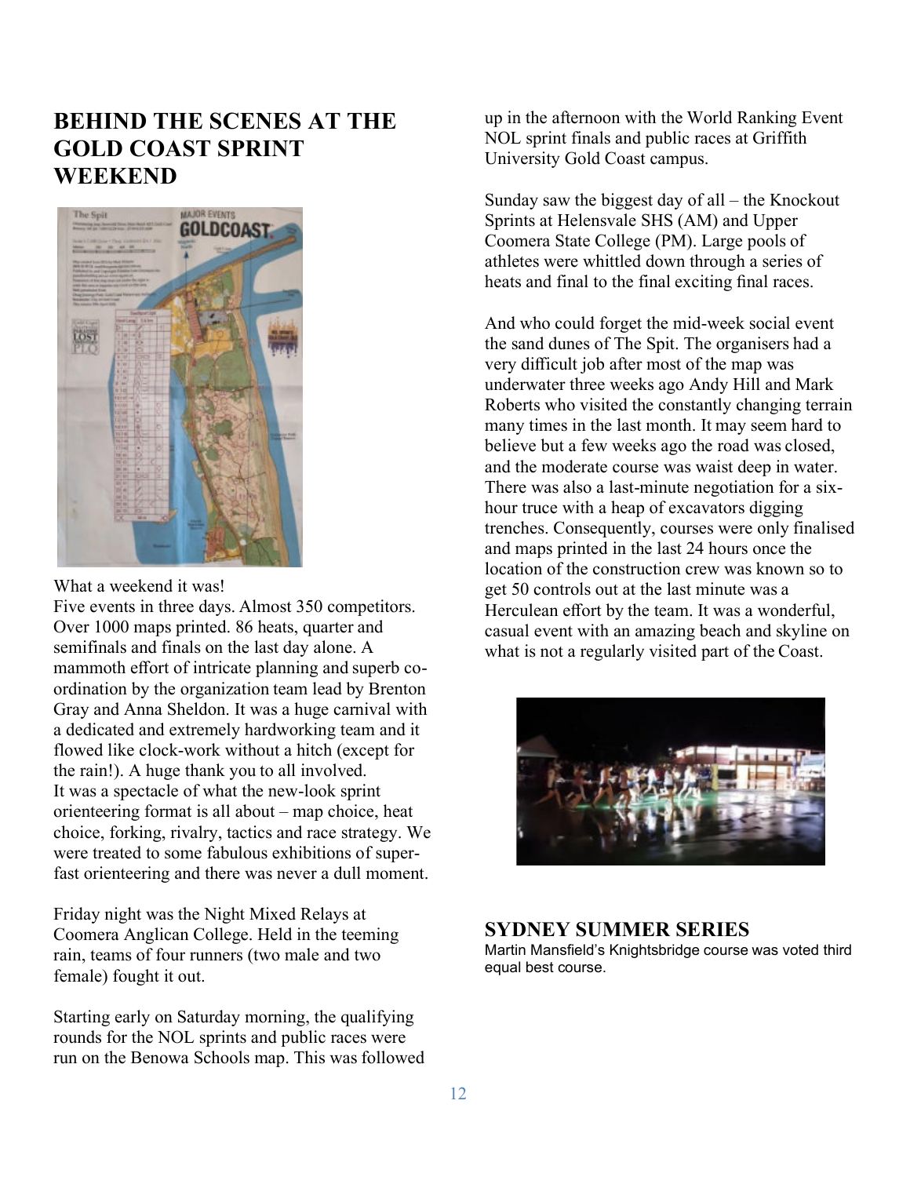## BEHIND THE SCENES AT THE GOLD COAST SPRINT WEEKEND

What a weekend it was!
Five events in three days. Almost 350 competitors. Over 1000 maps printed. 86 heats, quarter and semifinals and finals on the last day alone. A mammoth effort of intricate planning and superb co-ordination by the organization team lead by Brenton Gray and Anna Sheldon. It was a huge carnival with a dedicated and extremely hardworking team and it flowed like clock-work without a hitch (except for the rain!). A huge thank you to all involved.
It was a spectacle of what the new-look sprint orienteering format is all about – map choice, heat choice, forking, rivalry, tactics and race strategy. We were treated to some fabulous exhibitions of super-fast orienteering and there was never a dull moment.

Friday night was the Night Mixed Relays at Coomera Anglican College. Held in the teeming rain, teams of four runners (two male and two female) fought it out.

Starting early on Saturday morning, the qualifying rounds for the NOL sprints and public races were run on the Benowa Schools map. This was followed up in the afternoon with the World Ranking Event NOL sprint finals and public races at Griffith University Gold Coast campus.

Sunday saw the biggest day of all – the Knockout Sprints at Helensvale SHS (AM) and Upper Coomera State College (PM). Large pools of athletes were whittled down through a series of heats and final to the final exciting final races.

And who could forget the mid-week social event the sand dunes of The Spit. The organisers had a very difficult job after most of the map was underwater three weeks ago Andy Hill and Mark Roberts who visited the constantly changing terrain many times in the last month. It may seem hard to believe but a few weeks ago the road was closed, and the moderate course was waist deep in water. There was also a last-minute negotiation for a six-hour truce with a heap of excavators digging trenches. Consequently, courses were only finalised and maps printed in the last 24 hours once the location of the construction crew was known so to get 50 controls out at the last minute was a Herculean effort by the team. It was a wonderful, casual event with an amazing beach and skyline on what is not a regularly visited part of the Coast.

## SYDNEY SUMMER SERIES

Martin Mansfield's Knightsbridge course was voted third equal best course.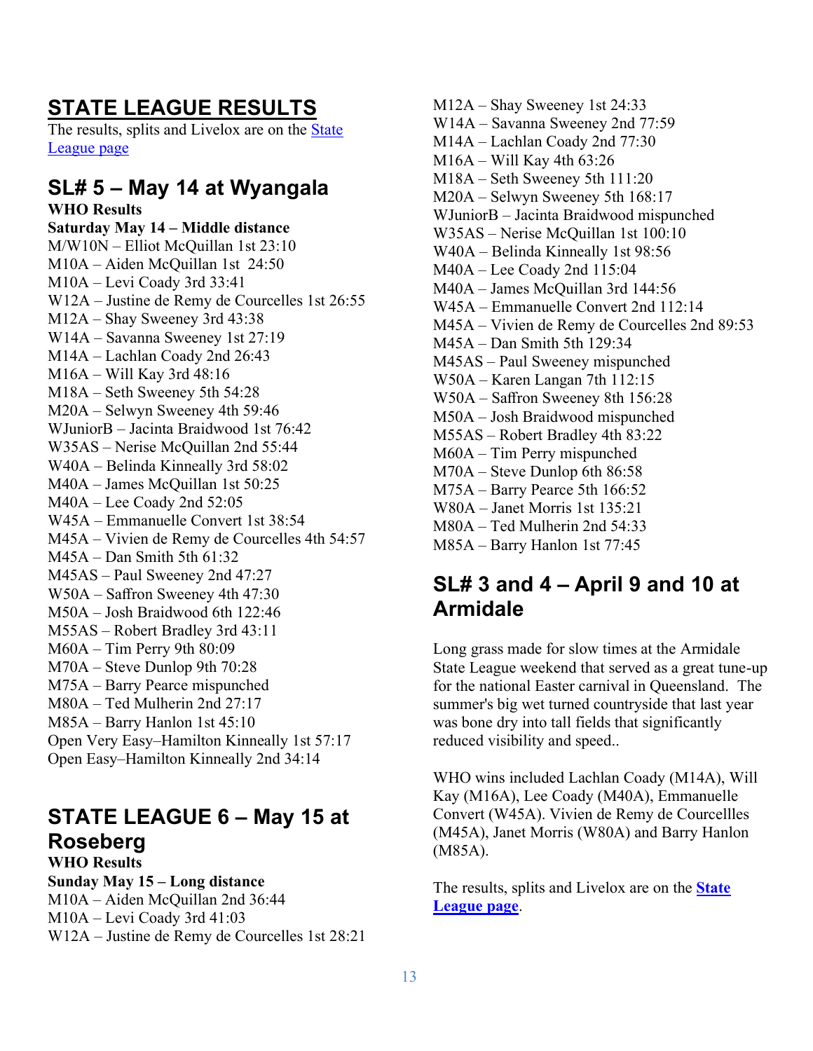# STATE LEAGUE RESULTS

The results, splits and Livelox are on the State League page

## SL# 5 – May 14 at Wyangala

**WHO Results**

**Saturday May 14 – Middle distance**

M/W10N – Elliot McQuillan 1st 23:10
M10A – Aiden McQuillan 1st 24:50
M10A – Levi Coady 3rd 33:41
W12A – Justine de Remy de Courcelles 1st 26:55
M12A – Shay Sweeney 3rd 43:38
W14A – Savanna Sweeney 1st 27:19
M14A – Lachlan Coady 2nd 26:43
M16A – Will Kay 3rd 48:16
M18A – Seth Sweeney 5th 54:28
M20A – Selwyn Sweeney 4th 59:46
WJuniorB – Jacinta Braidwood 1st 76:42
W35AS – Nerise McQuillan 2nd 55:44
W40A – Belinda Kinneally 3rd 58:02
M40A – James McQuillan 1st 50:25
M40A – Lee Coady 2nd 52:05
W45A – Emmanuelle Convert 1st 38:54
M45A – Vivien de Remy de Courcelles 4th 54:57
M45A – Dan Smith 5th 61:32
M45AS – Paul Sweeney 2nd 47:27
W50A – Saffron Sweeney 4th 47:30
M50A – Josh Braidwood 6th 122:46
M55AS – Robert Bradley 3rd 43:11
M60A – Tim Perry 9th 80:09
M70A – Steve Dunlop 9th 70:28
M75A – Barry Pearce mispunched
M80A – Ted Mulherin 2nd 27:17
M85A – Barry Hanlon 1st 45:10
Open Very Easy–Hamilton Kinneally 1st 57:17
Open Easy–Hamilton Kinneally 2nd 34:14

## STATE LEAGUE 6 – May 15 at Roseberg

**WHO Results**

**Sunday May 15 – Long distance**

M10A – Aiden McQuillan 2nd 36:44
M10A – Levi Coady 3rd 41:03
W12A – Justine de Remy de Courcelles 1st 28:21
M12A – Shay Sweeney 1st 24:33
W14A – Savanna Sweeney 2nd 77:59
M14A – Lachlan Coady 2nd 77:30
M16A – Will Kay 4th 63:26
M18A – Seth Sweeney 5th 111:20
M20A – Selwyn Sweeney 5th 168:17
WJuniorB – Jacinta Braidwood mispunched
W35AS – Nerise McQuillan 1st 100:10
W40A – Belinda Kinneally 1st 98:56
M40A – Lee Coady 2nd 115:04
M40A – James McQuillan 3rd 144:56
W45A – Emmanuelle Convert 2nd 112:14
M45A – Vivien de Remy de Courcelles 2nd 89:53
M45A – Dan Smith 5th 129:34
M45AS – Paul Sweeney mispunched
W50A – Karen Langan 7th 112:15
W50A – Saffron Sweeney 8th 156:28
M50A – Josh Braidwood mispunched
M55AS – Robert Bradley 4th 83:22
M60A – Tim Perry mispunched
M70A – Steve Dunlop 6th 86:58
M75A – Barry Pearce 5th 166:52
W80A – Janet Morris 1st 135:21
M80A – Ted Mulherin 2nd 54:33
M85A – Barry Hanlon 1st 77:45

## SL# 3 and 4 – April 9 and 10 at Armidale

Long grass made for slow times at the Armidale State League weekend that served as a great tune-up for the national Easter carnival in Queensland. The summer's big wet turned countryside that last year was bone dry into tall fields that significantly reduced visibility and speed..

WHO wins included Lachlan Coady (M14A), Will Kay (M16A), Lee Coady (M40A), Emmanuelle Convert (W45A). Vivien de Remy de Courcellles (M45A), Janet Morris (W80A) and Barry Hanlon (M85A).

The results, splits and Livelox are on the **State League page**.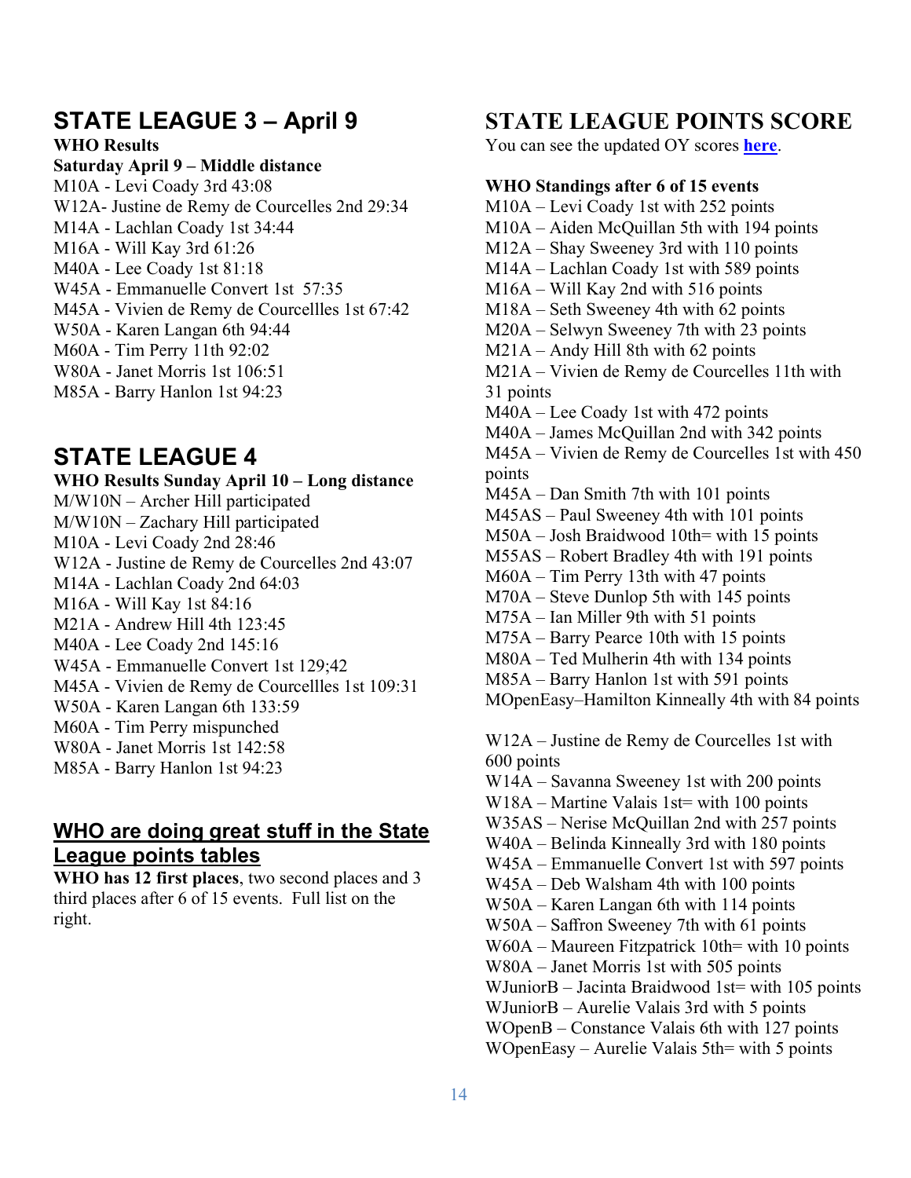## STATE LEAGUE 3 – April 9

**WHO Results**

**Saturday April 9 – Middle distance**

M10A - Levi Coady 3rd 43:08
W12A- Justine de Remy de Courcelles 2nd 29:34
M14A - Lachlan Coady 1st 34:44
M16A - Will Kay 3rd 61:26
M40A - Lee Coady 1st 81:18
W45A - Emmanuelle Convert 1st 57:35
M45A - Vivien de Remy de Courcellles 1st 67:42
W50A - Karen Langan 6th 94:44
M60A - Tim Perry 11th 92:02
W80A - Janet Morris 1st 106:51
M85A - Barry Hanlon 1st 94:23

## STATE LEAGUE 4

**WHO Results Sunday April 10 – Long distance**

M/W10N – Archer Hill participated
M/W10N – Zachary Hill participated
M10A - Levi Coady 2nd 28:46
W12A - Justine de Remy de Courcelles 2nd 43:07
M14A - Lachlan Coady 2nd 64:03
M16A - Will Kay 1st 84:16
M21A - Andrew Hill 4th 123:45
M40A - Lee Coady 2nd 145:16
W45A - Emmanuelle Convert 1st 129;42
M45A - Vivien de Remy de Courcellles 1st 109:31
W50A - Karen Langan 6th 133:59
M60A - Tim Perry mispunched
W80A - Janet Morris 1st 142:58
M85A - Barry Hanlon 1st 94:23

## WHO are doing great stuff in the State League points tables

**WHO has 12 first places**, two second places and 3 third places after 6 of 15 events. Full list on the right.

## STATE LEAGUE POINTS SCORE

You can see the updated OY scores **here**.

**WHO Standings after 6 of 15 events**

M10A – Levi Coady 1st with 252 points
M10A – Aiden McQuillan 5th with 194 points
M12A – Shay Sweeney 3rd with 110 points
M14A – Lachlan Coady 1st with 589 points
M16A – Will Kay 2nd with 516 points
M18A – Seth Sweeney 4th with 62 points
M20A – Selwyn Sweeney 7th with 23 points
M21A – Andy Hill 8th with 62 points
M21A – Vivien de Remy de Courcelles 11th with 31 points
M40A – Lee Coady 1st with 472 points
M40A – James McQuillan 2nd with 342 points
M45A – Vivien de Remy de Courcelles 1st with 450 points
M45A – Dan Smith 7th with 101 points
M45AS – Paul Sweeney 4th with 101 points
M50A – Josh Braidwood 10th= with 15 points
M55AS – Robert Bradley 4th with 191 points
M60A – Tim Perry 13th with 47 points
M70A – Steve Dunlop 5th with 145 points
M75A – Ian Miller 9th with 51 points
M75A – Barry Pearce 10th with 15 points
M80A – Ted Mulherin 4th with 134 points
M85A – Barry Hanlon 1st with 591 points
MOpenEasy–Hamilton Kinneally 4th with 84 points

W12A – Justine de Remy de Courcelles 1st with 600 points
W14A – Savanna Sweeney 1st with 200 points
W18A – Martine Valais 1st= with 100 points
W35AS – Nerise McQuillan 2nd with 257 points
W40A – Belinda Kinneally 3rd with 180 points
W45A – Emmanuelle Convert 1st with 597 points
W45A – Deb Walsham 4th with 100 points
W50A – Karen Langan 6th with 114 points
W50A – Saffron Sweeney 7th with 61 points
W60A – Maureen Fitzpatrick 10th= with 10 points
W80A – Janet Morris 1st with 505 points
WJuniorB – Jacinta Braidwood 1st= with 105 points
WJuniorB – Aurelie Valais 3rd with 5 points
WOpenB – Constance Valais 6th with 127 points
WOpenEasy – Aurelie Valais 5th= with 5 points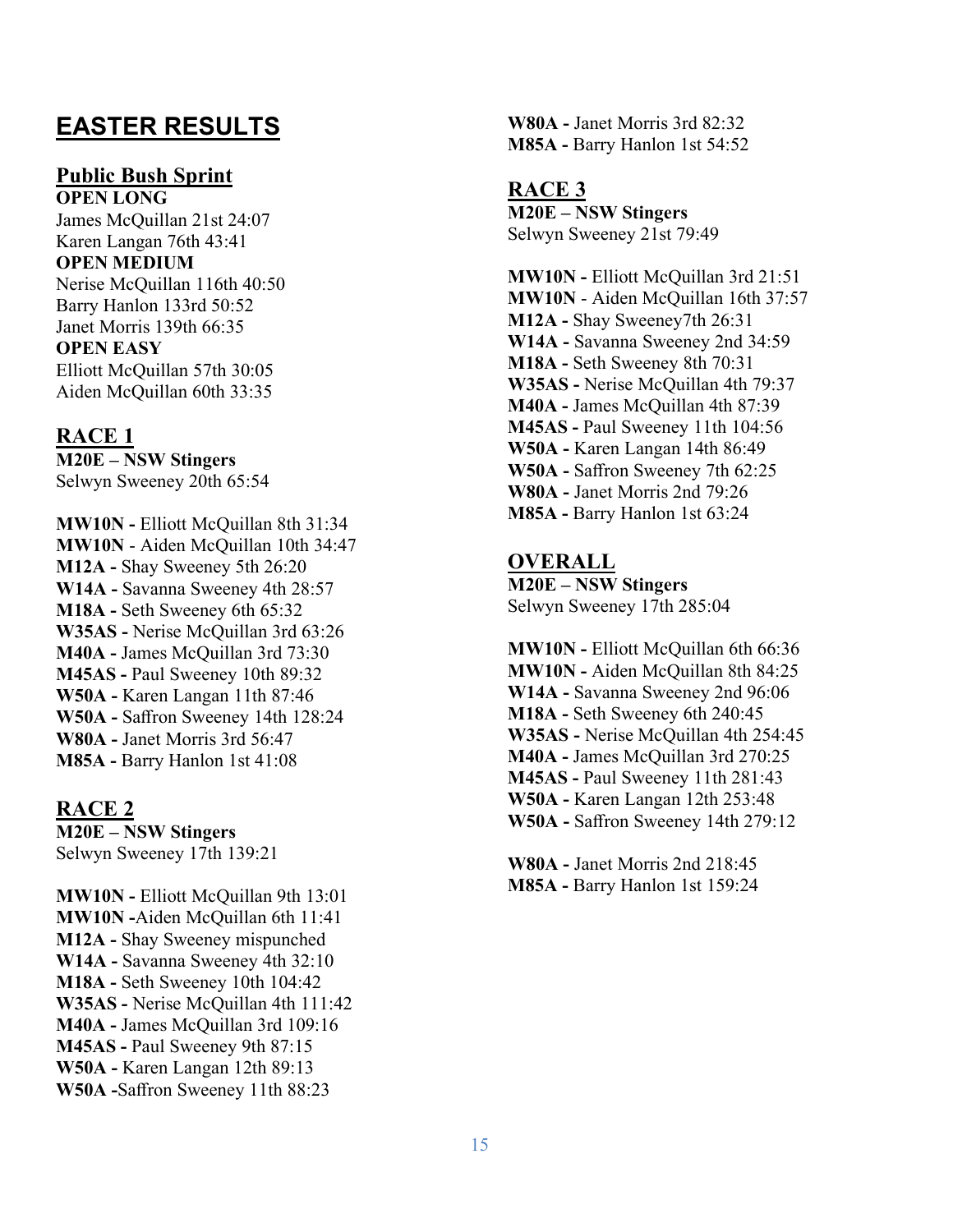# EASTER RESULTS

## Public Bush Sprint

**OPEN LONG**
James McQuillan 21st 24:07
Karen Langan 76th 43:41
**OPEN MEDIUM**
Nerise McQuillan 116th 40:50
Barry Hanlon 133rd 50:52
Janet Morris 139th 66:35
**OPEN EASY**
Elliott McQuillan 57th 30:05
Aiden McQuillan 60th 33:35

## RACE 1

**M20E – NSW Stingers**
Selwyn Sweeney 20th 65:54

**MW10N -** Elliott McQuillan 8th 31:34
**MW10N** - Aiden McQuillan 10th 34:47
**M12A -** Shay Sweeney 5th 26:20
**W14A -** Savanna Sweeney 4th 28:57
**M18A -** Seth Sweeney 6th 65:32
**W35AS -** Nerise McQuillan 3rd 63:26
**M40A -** James McQuillan 3rd 73:30
**M45AS -** Paul Sweeney 10th 89:32
**W50A -** Karen Langan 11th 87:46
**W50A -** Saffron Sweeney 14th 128:24
**W80A -** Janet Morris 3rd 56:47
**M85A -** Barry Hanlon 1st 41:08

## RACE 2

**M20E – NSW Stingers**
Selwyn Sweeney 17th 139:21

**MW10N -** Elliott McQuillan 9th 13:01
**MW10N -**Aiden McQuillan 6th 11:41
**M12A -** Shay Sweeney mispunched
**W14A -** Savanna Sweeney 4th 32:10
**M18A -** Seth Sweeney 10th 104:42
**W35AS -** Nerise McQuillan 4th 111:42
**M40A -** James McQuillan 3rd 109:16
**M45AS -** Paul Sweeney 9th 87:15
**W50A -** Karen Langan 12th 89:13
**W50A -**Saffron Sweeney 11th 88:23
**W80A -** Janet Morris 3rd 82:32
**M85A -** Barry Hanlon 1st 54:52

## RACE 3

**M20E – NSW Stingers**
Selwyn Sweeney 21st 79:49

**MW10N -** Elliott McQuillan 3rd 21:51
**MW10N** - Aiden McQuillan 16th 37:57
**M12A -** Shay Sweeney7th 26:31
**W14A -** Savanna Sweeney 2nd 34:59
**M18A -** Seth Sweeney 8th 70:31
**W35AS -** Nerise McQuillan 4th 79:37
**M40A -** James McQuillan 4th 87:39
**M45AS -** Paul Sweeney 11th 104:56
**W50A -** Karen Langan 14th 86:49
**W50A -** Saffron Sweeney 7th 62:25
**W80A -** Janet Morris 2nd 79:26
**M85A -** Barry Hanlon 1st 63:24

## OVERALL

**M20E – NSW Stingers**
Selwyn Sweeney 17th 285:04

**MW10N -** Elliott McQuillan 6th 66:36
**MW10N -** Aiden McQuillan 8th 84:25
**W14A -** Savanna Sweeney 2nd 96:06
**M18A -** Seth Sweeney 6th 240:45
**W35AS -** Nerise McQuillan 4th 254:45
**M40A -** James McQuillan 3rd 270:25
**M45AS -** Paul Sweeney 11th 281:43
**W50A -** Karen Langan 12th 253:48
**W50A -** Saffron Sweeney 14th 279:12

**W80A -** Janet Morris 2nd 218:45
**M85A -** Barry Hanlon 1st 159:24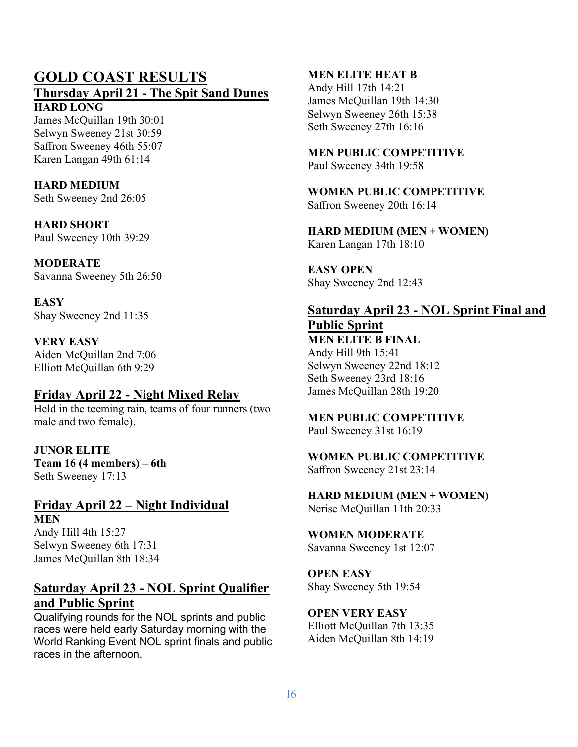# GOLD COAST RESULTS

## Thursday April 21 - The Spit Sand Dunes

**HARD LONG**
James McQuillan 19th 30:01
Selwyn Sweeney 21st 30:59
Saffron Sweeney 46th 55:07
Karen Langan 49th 61:14

**HARD MEDIUM**
Seth Sweeney 2nd 26:05

**HARD SHORT**
Paul Sweeney 10th 39:29

**MODERATE**
Savanna Sweeney 5th 26:50

**EASY**
Shay Sweeney 2nd 11:35

**VERY EASY**
Aiden McQuillan 2nd 7:06
Elliott McQuillan 6th 9:29

## Friday April 22 - Night Mixed Relay

Held in the teeming rain, teams of four runners (two male and two female).

**JUNOR ELITE**
**Team 16 (4 members) – 6th**
Seth Sweeney 17:13

## Friday April 22 – Night Individual

**MEN**
Andy Hill 4th 15:27
Selwyn Sweeney 6th 17:31
James McQuillan 8th 18:34

## Saturday April 23 - NOL Sprint Qualifier and Public Sprint

Qualifying rounds for the NOL sprints and public races were held early Saturday morning with the World Ranking Event NOL sprint finals and public races in the afternoon.

**MEN ELITE HEAT B**
Andy Hill 17th 14:21
James McQuillan 19th 14:30
Selwyn Sweeney 26th 15:38
Seth Sweeney 27th 16:16

**MEN PUBLIC COMPETITIVE**
Paul Sweeney 34th 19:58

**WOMEN PUBLIC COMPETITIVE**
Saffron Sweeney 20th 16:14

**HARD MEDIUM (MEN + WOMEN)**
Karen Langan 17th 18:10

**EASY OPEN**
Shay Sweeney 2nd 12:43

## Saturday April 23 - NOL Sprint Final and Public Sprint

**MEN ELITE B FINAL**
Andy Hill 9th 15:41
Selwyn Sweeney 22nd 18:12
Seth Sweeney 23rd 18:16
James McQuillan 28th 19:20

**MEN PUBLIC COMPETITIVE**
Paul Sweeney 31st 16:19

**WOMEN PUBLIC COMPETITIVE**
Saffron Sweeney 21st 23:14

**HARD MEDIUM (MEN + WOMEN)**
Nerise McQuillan 11th 20:33

**WOMEN MODERATE**
Savanna Sweeney 1st 12:07

**OPEN EASY**
Shay Sweeney 5th 19:54

**OPEN VERY EASY**
Elliott McQuillan 7th 13:35
Aiden McQuillan 8th 14:19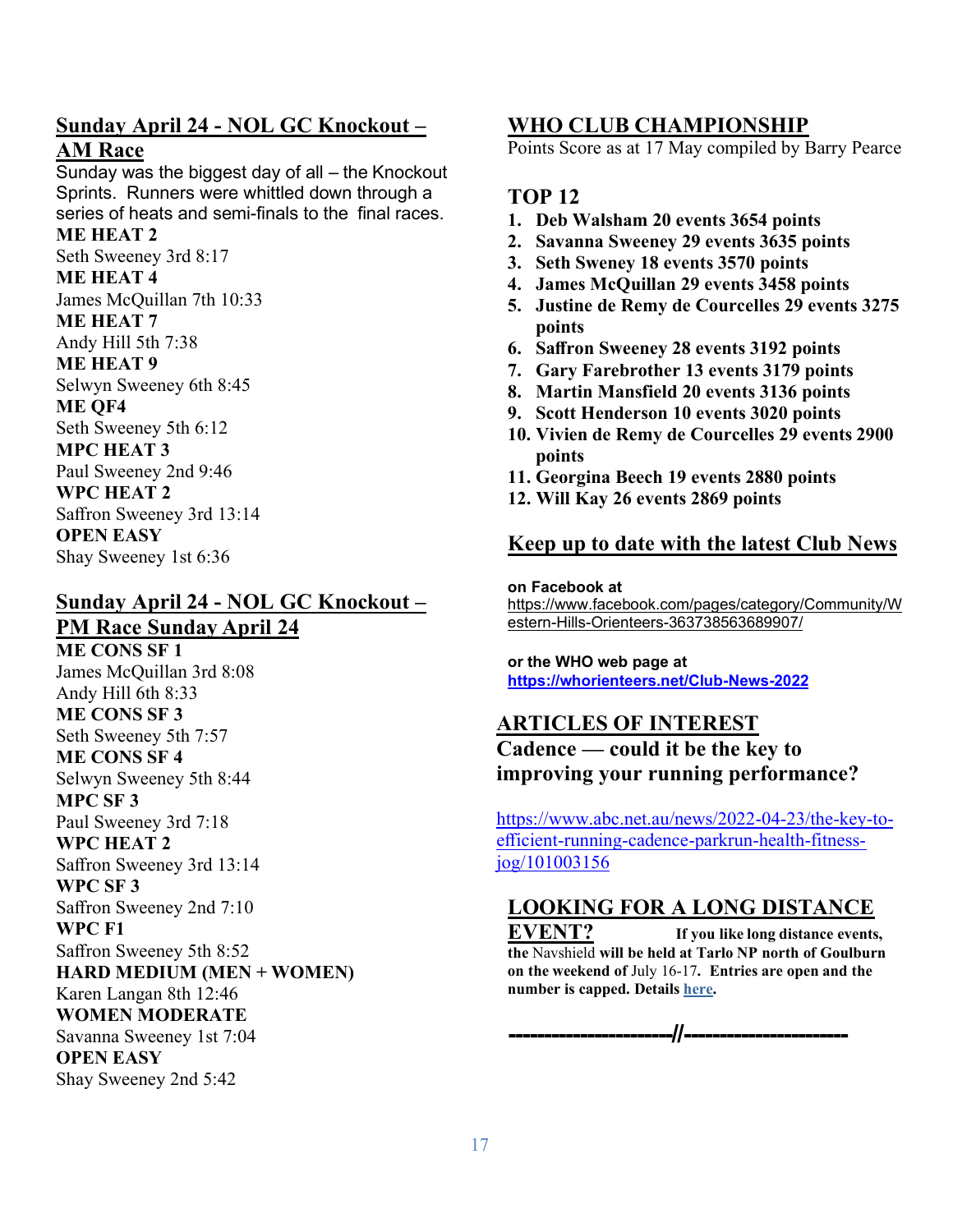## Sunday April 24 - NOL GC Knockout – AM Race

Sunday was the biggest day of all – the Knockout Sprints. Runners were whittled down through a series of heats and semi-finals to the final races.

**ME HEAT 2**
Seth Sweeney 3rd 8:17

**ME HEAT 4**
James McQuillan 7th 10:33

**ME HEAT 7**
Andy Hill 5th 7:38

**ME HEAT 9**
Selwyn Sweeney 6th 8:45

**ME QF4**
Seth Sweeney 5th 6:12

**MPC HEAT 3**
Paul Sweeney 2nd 9:46

**WPC HEAT 2**
Saffron Sweeney 3rd 13:14

**OPEN EASY**
Shay Sweeney 1st 6:36

## Sunday April 24 - NOL GC Knockout – PM Race Sunday April 24

**ME CONS SF 1**
James McQuillan 3rd 8:08
Andy Hill 6th 8:33

**ME CONS SF 3**
Seth Sweeney 5th 7:57

**ME CONS SF 4**
Selwyn Sweeney 5th 8:44

**MPC SF 3**
Paul Sweeney 3rd 7:18

**WPC HEAT 2**
Saffron Sweeney 3rd 13:14

**WPC SF 3**
Saffron Sweeney 2nd 7:10

**WPC F1**
Saffron Sweeney 5th 8:52

**HARD MEDIUM (MEN + WOMEN)**
Karen Langan 8th 12:46

**WOMEN MODERATE**
Savanna Sweeney 1st 7:04

**OPEN EASY**
Shay Sweeney 2nd 5:42

## WHO CLUB CHAMPIONSHIP

Points Score as at 17 May compiled by Barry Pearce

### TOP 12

1. **Deb Walsham 20 events 3654 points**
2. **Savanna Sweeney 29 events 3635 points**
3. **Seth Sweney 18 events 3570 points**
4. **James McQuillan 29 events 3458 points**
5. **Justine de Remy de Courcelles 29 events 3275 points**
6. **Saffron Sweeney 28 events 3192 points**
7. **Gary Farebrother 13 events 3179 points**
8. **Martin Mansfield 20 events 3136 points**
9. **Scott Henderson 10 events 3020 points**
10. **Vivien de Remy de Courcelles 29 events 2900 points**
11. **Georgina Beech 19 events 2880 points**
12. **Will Kay 26 events 2869 points**

## Keep up to date with the latest Club News

**on Facebook at**
https://www.facebook.com/pages/category/Community/Western-Hills-Orienteers-363738563689907/

**or the WHO web page at**
**https://whorienteers.net/Club-News-2022**

## ARTICLES OF INTEREST

**Cadence — could it be the key to improving your running performance?**

https://www.abc.net.au/news/2022-04-23/the-key-to-efficient-running-cadence-parkrun-health-fitness-jog/101003156

## LOOKING FOR A LONG DISTANCE EVENT?

**If you like long distance events, the** Navshield **will be held at Tarlo NP north of Goulburn on the weekend of** July 16-17**. Entries are open and the number is capped. Details here.**

---------------------//---------------------